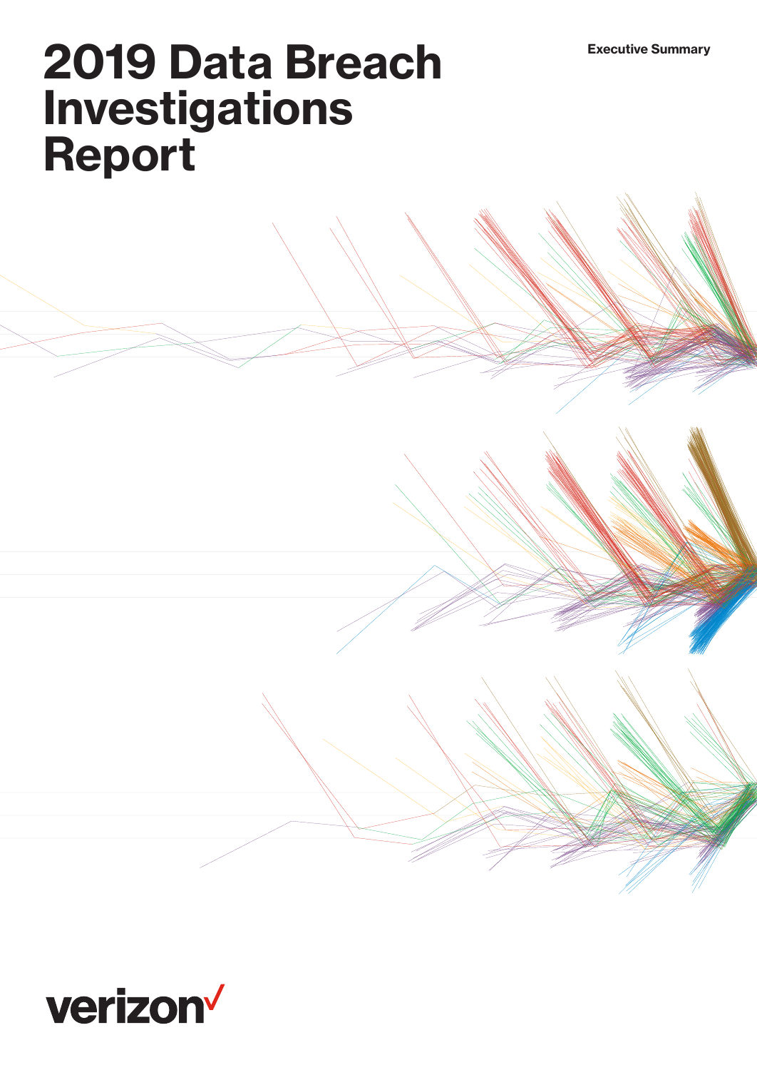# 2019 Data Breach Investigations Report

Executive Summary

verizon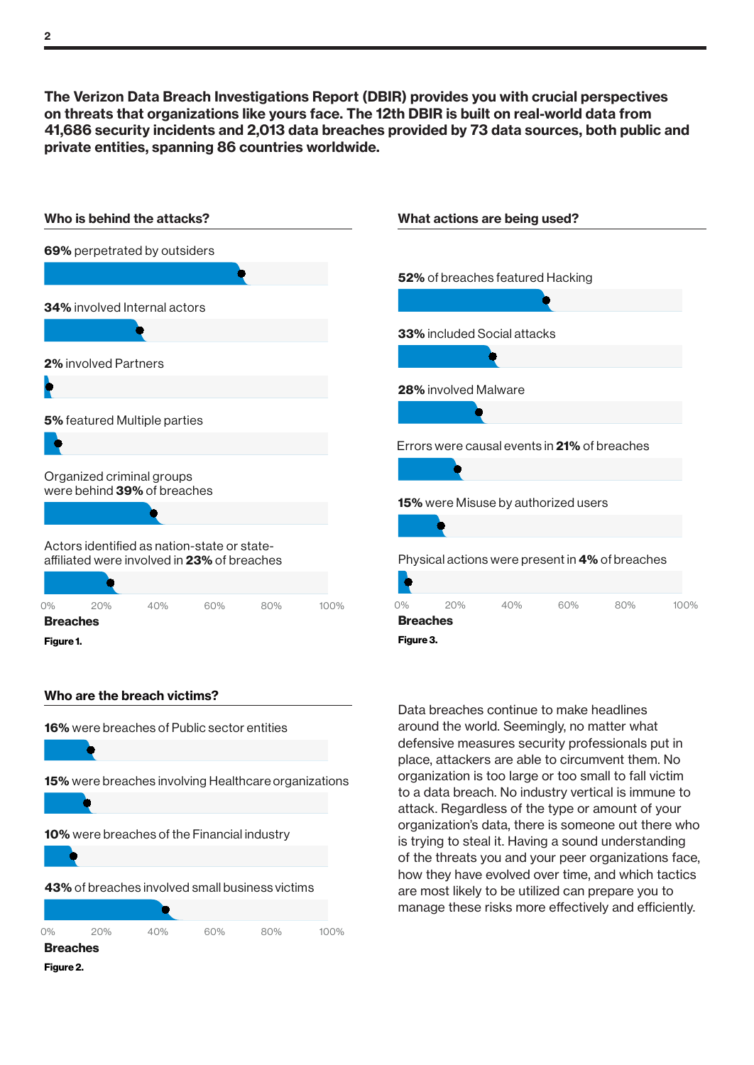**The Verizon Data Breach Investigations Report (DBIR) provides you with crucial perspectives on threats that organizations like yours face. The 12th DBIR is built on real-world data from 41,686 security incidents and 2,013 data breaches provided by 73 data sources, both public and private entities, spanning 86 countries worldwide.**

### Who is behind the attacks?

**69%** perpetrated by outsiders

**34%** involved Internal actors

**2%** involved Partners

**5%** featured Multiple parties

Organized criminal groups were behind **39%** of breaches

Actors identified as nation-state or state-affiliated were involved in **23%** of breaches

0% 20% 40% 60% 80% 100%

**Breaches**

**Figure 1.**

### What actions are being used?

**52%** of breaches featured Hacking

**33%** included Social attacks

**28%** involved Malware

Errors were causal events in **21%** of breaches

**15%** were Misuse by authorized users

Physical actions were present in **4%** of breaches

0% 20% 40% 60% 80% 100%

**Breaches**

**Figure 3.**

### Who are the breach victims?

**16%** were breaches of Public sector entities

**15%** were breaches involving Healthcare organizations

**10%** were breaches of the Financial industry

**43%** of breaches involved small business victims

0% 20% 40% 60% 80% 100%

**Breaches**

**Figure 2.**

Data breaches continue to make headlines around the world. Seemingly, no matter what defensive measures security professionals put in place, attackers are able to circumvent them. No organization is too large or too small to fall victim to a data breach. No industry vertical is immune to attack. Regardless of the type or amount of your organization's data, there is someone out there who is trying to steal it. Having a sound understanding of the threats you and your peer organizations face, how they have evolved over time, and which tactics are most likely to be utilized can prepare you to manage these risks more effectively and efficiently.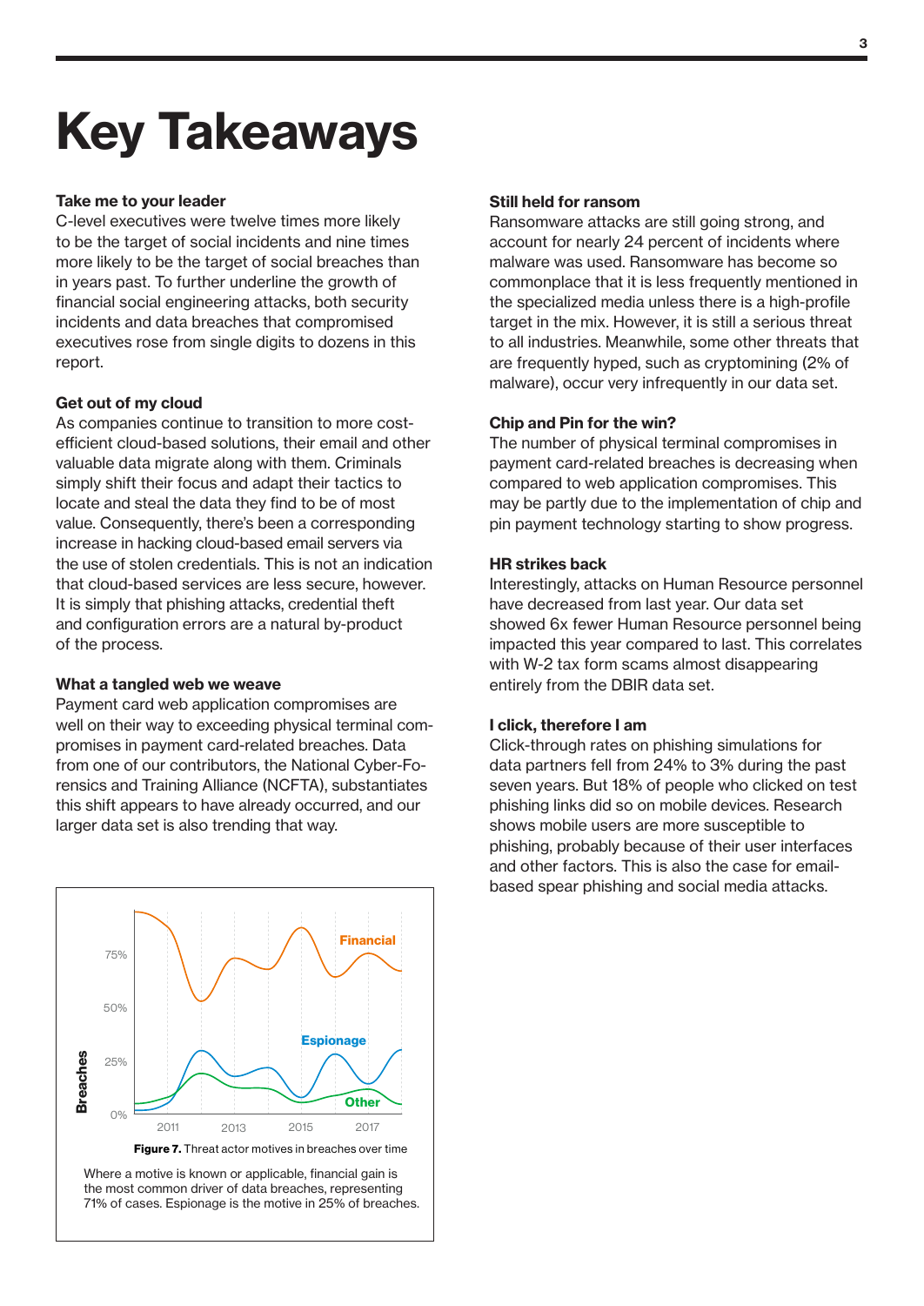# Key Takeaways

**Take me to your leader**
C-level executives were twelve times more likely to be the target of social incidents and nine times more likely to be the target of social breaches than in years past. To further underline the growth of financial social engineering attacks, both security incidents and data breaches that compromised executives rose from single digits to dozens in this report.

**Get out of my cloud**
As companies continue to transition to more cost-efficient cloud-based solutions, their email and other valuable data migrate along with them. Criminals simply shift their focus and adapt their tactics to locate and steal the data they find to be of most value. Consequently, there's been a corresponding increase in hacking cloud-based email servers via the use of stolen credentials. This is not an indication that cloud-based services are less secure, however. It is simply that phishing attacks, credential theft and configuration errors are a natural by-product of the process.

**What a tangled web we weave**
Payment card web application compromises are well on their way to exceeding physical terminal compromises in payment card-related breaches. Data from one of our contributors, the National Cyber-Forensics and Training Alliance (NCFTA), substantiates this shift appears to have already occurred, and our larger data set is also trending that way.

**Figure 7.** Threat actor motives in breaches over time

Where a motive is known or applicable, financial gain is the most common driver of data breaches, representing 71% of cases. Espionage is the motive in 25% of breaches.

**Still held for ransom**
Ransomware attacks are still going strong, and account for nearly 24 percent of incidents where malware was used. Ransomware has become so commonplace that it is less frequently mentioned in the specialized media unless there is a high-profile target in the mix. However, it is still a serious threat to all industries. Meanwhile, some other threats that are frequently hyped, such as cryptomining (2% of malware), occur very infrequently in our data set.

**Chip and Pin for the win?**
The number of physical terminal compromises in payment card-related breaches is decreasing when compared to web application compromises. This may be partly due to the implementation of chip and pin payment technology starting to show progress.

**HR strikes back**
Interestingly, attacks on Human Resource personnel have decreased from last year. Our data set showed 6x fewer Human Resource personnel being impacted this year compared to last. This correlates with W-2 tax form scams almost disappearing entirely from the DBIR data set.

**I click, therefore I am**
Click-through rates on phishing simulations for data partners fell from 24% to 3% during the past seven years. But 18% of people who clicked on test phishing links did so on mobile devices. Research shows mobile users are more susceptible to phishing, probably because of their user interfaces and other factors. This is also the case for email-based spear phishing and social media attacks.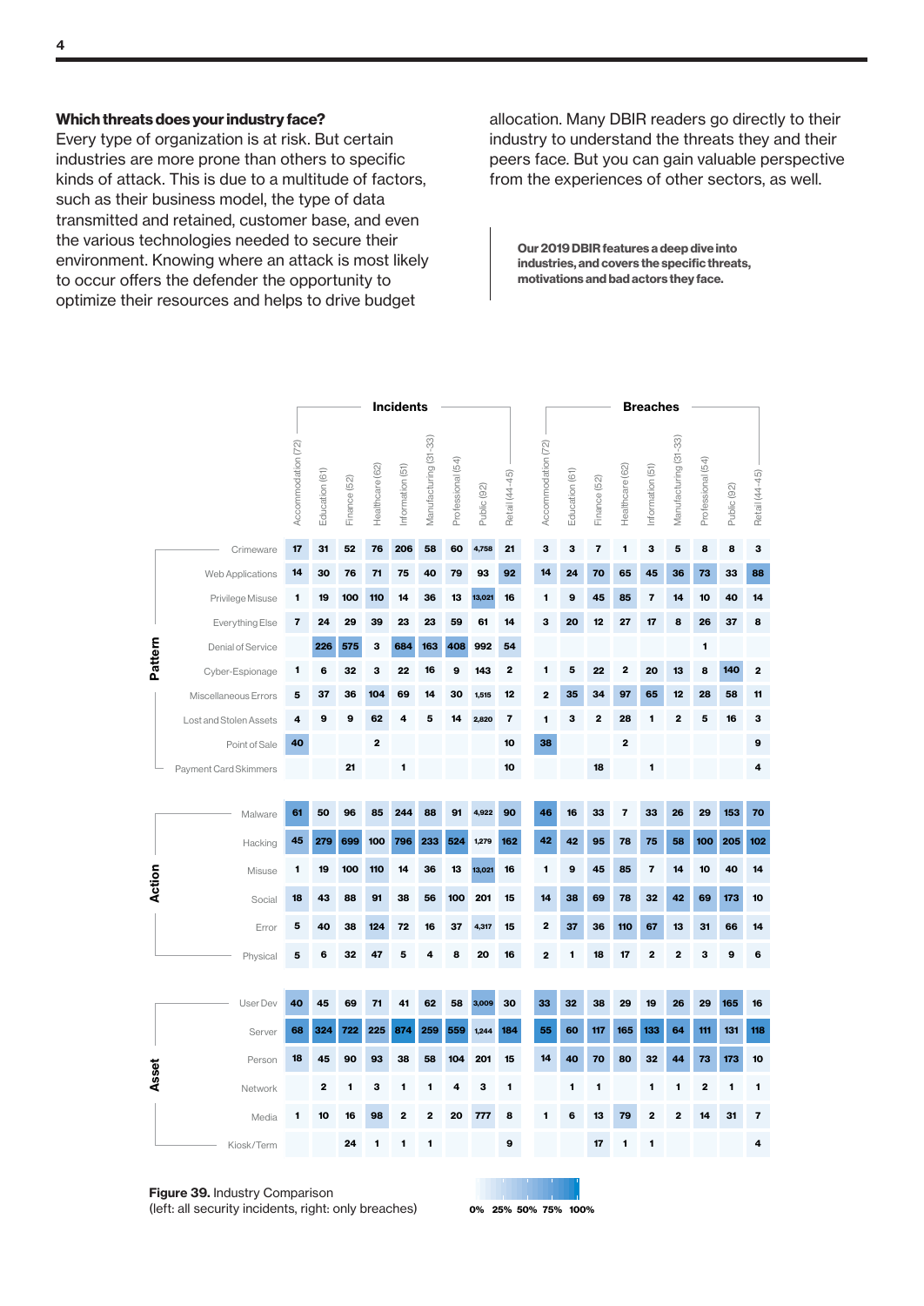### Which threats does your industry face?

Every type of organization is at risk. But certain industries are more prone than others to specific kinds of attack. This is due to a multitude of factors, such as their business model, the type of data transmitted and retained, customer base, and even the various technologies needed to secure their environment. Knowing where an attack is most likely to occur offers the defender the opportunity to optimize their resources and helps to drive budget allocation. Many DBIR readers go directly to their industry to understand the threats they and their peers face. But you can gain valuable perspective from the experiences of other sectors, as well.

**Our 2019 DBIR features a deep dive into industries, and covers the specific threats, motivations and bad actors they face.**

| | | Incidents | | | | | | | | | Breaches | | | | | | | | |
|---|---|---|---|---|---|---|---|---|---|---|---|---|---|---|---|---|---|---|---|
| | | Accommodation (72) | Education (61) | Finance (52) | Healthcare (62) | Information (51) | Manufacturing (31-33) | Professional (54) | Public (92) | Retail (44-45) | Accommodation (72) | Education (61) | Finance (52) | Healthcare (62) | Information (51) | Manufacturing (31-33) | Professional (54) | Public (92) | Retail (44-45) |
| Pattern | Crimeware | 17 | 31 | 52 | 76 | 206 | 58 | 60 | 4,758 | 21 | 3 | 3 | 7 | 1 | 3 | 5 | 8 | 8 | 3 |
| | Web Applications | 14 | 30 | 76 | 71 | 75 | 40 | 79 | 93 | 92 | 14 | 24 | 70 | 65 | 45 | 36 | 73 | 33 | 88 |
| | Privilege Misuse | 1 | 19 | 100 | 110 | 14 | 36 | 13 | 13,021 | 16 | 1 | 9 | 45 | 85 | 7 | 14 | 10 | 40 | 14 |
| | Everything Else | 7 | 24 | 29 | 39 | 23 | 23 | 59 | 61 | 14 | 3 | 20 | 12 | 27 | 17 | 8 | 26 | 37 | 8 |
| | Denial of Service | | 226 | 575 | 3 | 684 | 163 | 408 | 992 | 54 | | | | | | | 1 | | |
| | Cyber-Espionage | 1 | 6 | 32 | 3 | 22 | 16 | 9 | 143 | 2 | 1 | 5 | 22 | 2 | 20 | 13 | 8 | 140 | 2 |
| | Miscellaneous Errors | 5 | 37 | 36 | 104 | 69 | 14 | 30 | 1,515 | 12 | 2 | 35 | 34 | 97 | 65 | 12 | 28 | 58 | 11 |
| | Lost and Stolen Assets | 4 | 9 | 9 | 62 | 4 | 5 | 14 | 2,820 | 7 | 1 | 3 | 2 | 28 | 1 | 2 | 5 | 16 | 3 |
| | Point of Sale | 40 | | | 2 | | | | | 10 | 38 | | | 2 | | | | | 9 |
| | Payment Card Skimmers | | | 21 | | 1 | | | | 10 | | | 18 | | 1 | | | | 4 |
| Action | Malware | 61 | 50 | 96 | 85 | 244 | 88 | 91 | 4,922 | 90 | 46 | 16 | 33 | 7 | 33 | 26 | 29 | 153 | 70 |
| | Hacking | 45 | 279 | 699 | 100 | 796 | 233 | 524 | 1,279 | 162 | 42 | 42 | 95 | 78 | 75 | 58 | 100 | 205 | 102 |
| | Misuse | 1 | 19 | 100 | 110 | 14 | 36 | 13 | 13,021 | 16 | 1 | 9 | 45 | 85 | 7 | 14 | 10 | 40 | 14 |
| | Social | 18 | 43 | 88 | 91 | 38 | 56 | 100 | 201 | 15 | 14 | 38 | 69 | 78 | 32 | 42 | 69 | 173 | 10 |
| | Error | 5 | 40 | 38 | 124 | 72 | 16 | 37 | 4,317 | 15 | 2 | 37 | 36 | 110 | 67 | 13 | 31 | 66 | 14 |
| | Physical | 5 | 6 | 32 | 47 | 5 | 4 | 8 | 20 | 16 | 2 | 1 | 18 | 17 | 2 | 2 | 3 | 9 | 6 |
| Asset | User Dev | 40 | 45 | 69 | 71 | 41 | 62 | 58 | 3,009 | 30 | 33 | 32 | 38 | 29 | 19 | 26 | 29 | 165 | 16 |
| | Server | 68 | 324 | 722 | 225 | 874 | 259 | 559 | 1,244 | 184 | 55 | 60 | 117 | 165 | 133 | 64 | 111 | 131 | 118 |
| | Person | 18 | 45 | 90 | 93 | 38 | 58 | 104 | 201 | 15 | 14 | 40 | 70 | 80 | 32 | 44 | 73 | 173 | 10 |
| | Network | | 2 | 1 | 3 | 1 | 1 | 4 | 3 | 1 | | 1 | 1 | | 1 | 1 | 2 | 1 | 1 |
| | Media | 1 | 10 | 16 | 98 | 2 | 2 | 20 | 777 | 8 | 1 | 6 | 13 | 79 | 2 | 2 | 14 | 31 | 7 |
| | Kiosk/Term | | | 24 | 1 | 1 | 1 | | | 9 | | | 17 | 1 | 1 | | | | 4 |

0% 25% 50% 75% 100%

**Figure 39.** Industry Comparison
(left: all security incidents, right: only breaches)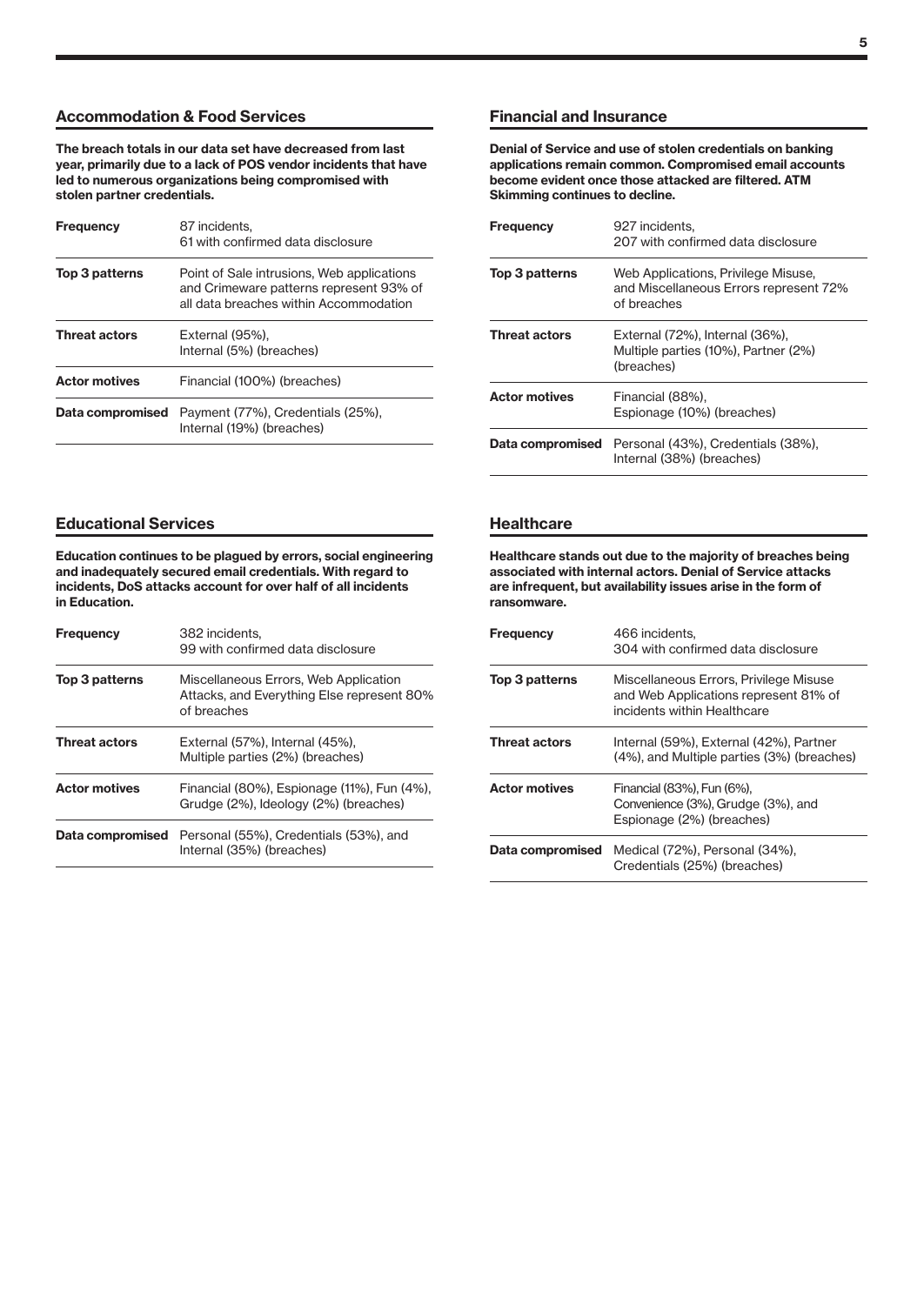## Accommodation & Food Services

**The breach totals in our data set have decreased from last year, primarily due to a lack of POS vendor incidents that have led to numerous organizations being compromised with stolen partner credentials.**

| | |
|---|---|
| **Frequency** | 87 incidents, 61 with confirmed data disclosure |
| **Top 3 patterns** | Point of Sale intrusions, Web applications and Crimeware patterns represent 93% of all data breaches within Accommodation |
| **Threat actors** | External (95%), Internal (5%) (breaches) |
| **Actor motives** | Financial (100%) (breaches) |
| **Data compromised** | Payment (77%), Credentials (25%), Internal (19%) (breaches) |

## Educational Services

**Education continues to be plagued by errors, social engineering and inadequately secured email credentials. With regard to incidents, DoS attacks account for over half of all incidents in Education.**

| | |
|---|---|
| **Frequency** | 382 incidents, 99 with confirmed data disclosure |
| **Top 3 patterns** | Miscellaneous Errors, Web Application Attacks, and Everything Else represent 80% of breaches |
| **Threat actors** | External (57%), Internal (45%), Multiple parties (2%) (breaches) |
| **Actor motives** | Financial (80%), Espionage (11%), Fun (4%), Grudge (2%), Ideology (2%) (breaches) |
| **Data compromised** | Personal (55%), Credentials (53%), and Internal (35%) (breaches) |

## Financial and Insurance

**Denial of Service and use of stolen credentials on banking applications remain common. Compromised email accounts become evident once those attacked are filtered. ATM Skimming continues to decline.**

| | |
|---|---|
| **Frequency** | 927 incidents, 207 with confirmed data disclosure |
| **Top 3 patterns** | Web Applications, Privilege Misuse, and Miscellaneous Errors represent 72% of breaches |
| **Threat actors** | External (72%), Internal (36%), Multiple parties (10%), Partner (2%) (breaches) |
| **Actor motives** | Financial (88%), Espionage (10%) (breaches) |
| **Data compromised** | Personal (43%), Credentials (38%), Internal (38%) (breaches) |

## Healthcare

**Healthcare stands out due to the majority of breaches being associated with internal actors. Denial of Service attacks are infrequent, but availability issues arise in the form of ransomware.**

| | |
|---|---|
| **Frequency** | 466 incidents, 304 with confirmed data disclosure |
| **Top 3 patterns** | Miscellaneous Errors, Privilege Misuse and Web Applications represent 81% of incidents within Healthcare |
| **Threat actors** | Internal (59%), External (42%), Partner (4%), and Multiple parties (3%) (breaches) |
| **Actor motives** | Financial (83%), Fun (6%), Convenience (3%), Grudge (3%), and Espionage (2%) (breaches) |
| **Data compromised** | Medical (72%), Personal (34%), Credentials (25%) (breaches) |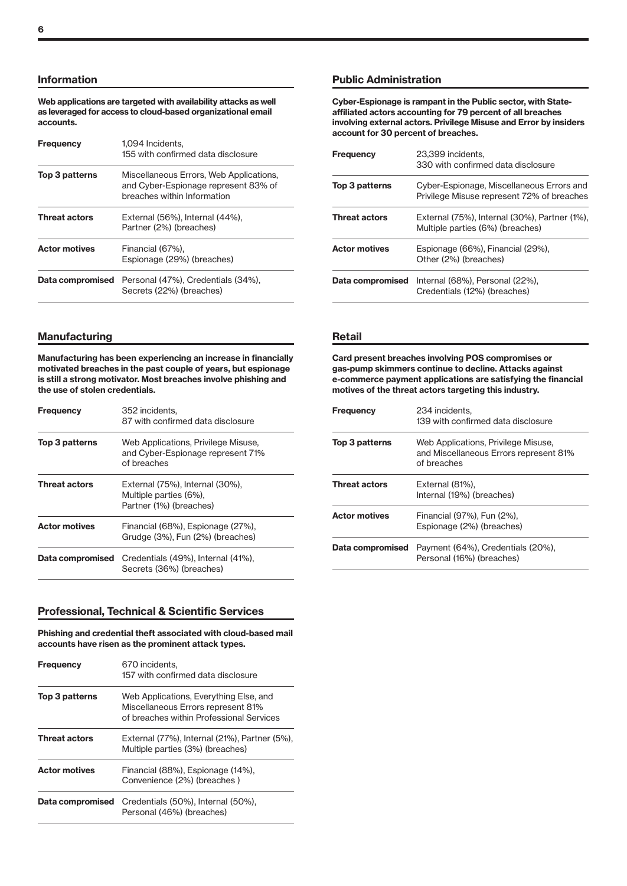## Information

**Web applications are targeted with availability attacks as well as leveraged for access to cloud-based organizational email accounts.**

| | |
|---|---|
| **Frequency** | 1,094 Incidents, 155 with confirmed data disclosure |
| **Top 3 patterns** | Miscellaneous Errors, Web Applications, and Cyber-Espionage represent 83% of breaches within Information |
| **Threat actors** | External (56%), Internal (44%), Partner (2%) (breaches) |
| **Actor motives** | Financial (67%), Espionage (29%) (breaches) |
| **Data compromised** | Personal (47%), Credentials (34%), Secrets (22%) (breaches) |

## Manufacturing

**Manufacturing has been experiencing an increase in financially motivated breaches in the past couple of years, but espionage is still a strong motivator. Most breaches involve phishing and the use of stolen credentials.**

| | |
|---|---|
| **Frequency** | 352 incidents, 87 with confirmed data disclosure |
| **Top 3 patterns** | Web Applications, Privilege Misuse, and Cyber-Espionage represent 71% of breaches |
| **Threat actors** | External (75%), Internal (30%), Multiple parties (6%), Partner (1%) (breaches) |
| **Actor motives** | Financial (68%), Espionage (27%), Grudge (3%), Fun (2%) (breaches) |
| **Data compromised** | Credentials (49%), Internal (41%), Secrets (36%) (breaches) |

## Professional, Technical & Scientific Services

**Phishing and credential theft associated with cloud-based mail accounts have risen as the prominent attack types.**

| | |
|---|---|
| **Frequency** | 670 incidents, 157 with confirmed data disclosure |
| **Top 3 patterns** | Web Applications, Everything Else, and Miscellaneous Errors represent 81% of breaches within Professional Services |
| **Threat actors** | External (77%), Internal (21%), Partner (5%), Multiple parties (3%) (breaches) |
| **Actor motives** | Financial (88%), Espionage (14%), Convenience (2%) (breaches ) |
| **Data compromised** | Credentials (50%), Internal (50%), Personal (46%) (breaches) |

## Public Administration

**Cyber-Espionage is rampant in the Public sector, with State-affiliated actors accounting for 79 percent of all breaches involving external actors. Privilege Misuse and Error by insiders account for 30 percent of breaches.**

| | |
|---|---|
| **Frequency** | 23,399 incidents, 330 with confirmed data disclosure |
| **Top 3 patterns** | Cyber-Espionage, Miscellaneous Errors and Privilege Misuse represent 72% of breaches |
| **Threat actors** | External (75%), Internal (30%), Partner (1%), Multiple parties (6%) (breaches) |
| **Actor motives** | Espionage (66%), Financial (29%), Other (2%) (breaches) |
| **Data compromised** | Internal (68%), Personal (22%), Credentials (12%) (breaches) |

## Retail

**Card present breaches involving POS compromises or gas-pump skimmers continue to decline. Attacks against e-commerce payment applications are satisfying the financial motives of the threat actors targeting this industry.**

| | |
|---|---|
| **Frequency** | 234 incidents, 139 with confirmed data disclosure |
| **Top 3 patterns** | Web Applications, Privilege Misuse, and Miscellaneous Errors represent 81% of breaches |
| **Threat actors** | External (81%), Internal (19%) (breaches) |
| **Actor motives** | Financial (97%), Fun (2%), Espionage (2%) (breaches) |
| **Data compromised** | Payment (64%), Credentials (20%), Personal (16%) (breaches) |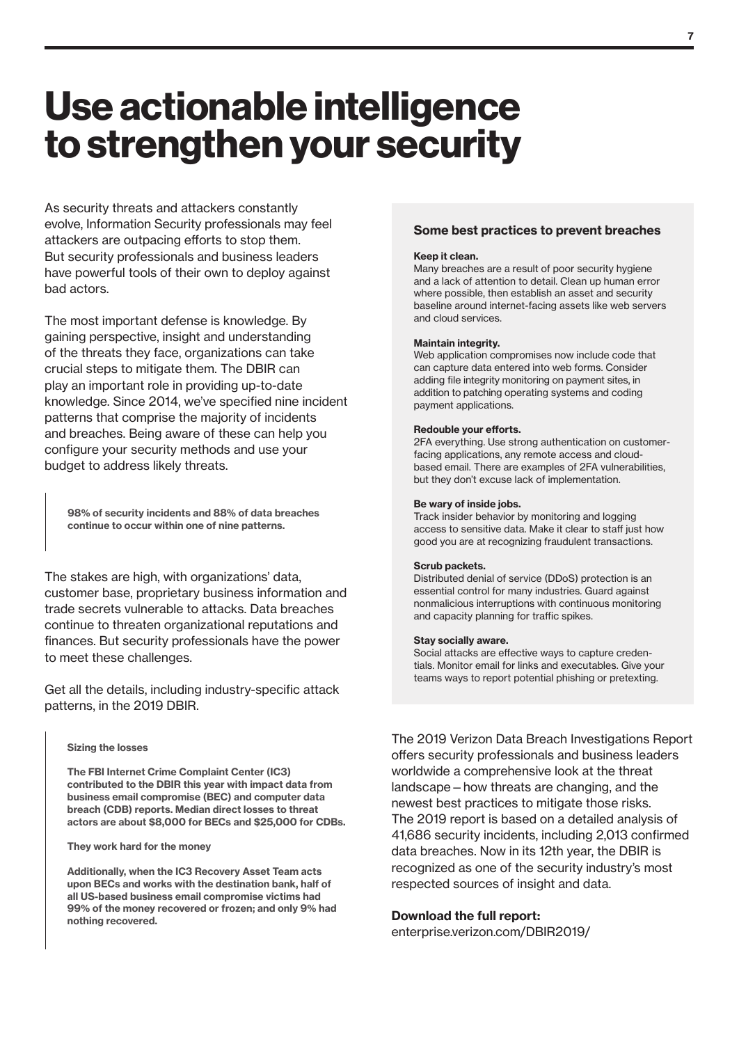# Use actionable intelligence to strengthen your security

As security threats and attackers constantly evolve, Information Security professionals may feel attackers are outpacing efforts to stop them. But security professionals and business leaders have powerful tools of their own to deploy against bad actors.

The most important defense is knowledge. By gaining perspective, insight and understanding of the threats they face, organizations can take crucial steps to mitigate them. The DBIR can play an important role in providing up-to-date knowledge. Since 2014, we've specified nine incident patterns that comprise the majority of incidents and breaches. Being aware of these can help you configure your security methods and use your budget to address likely threats.

> **98% of security incidents and 88% of data breaches continue to occur within one of nine patterns.**

The stakes are high, with organizations' data, customer base, proprietary business information and trade secrets vulnerable to attacks. Data breaches continue to threaten organizational reputations and finances. But security professionals have the power to meet these challenges.

Get all the details, including industry-specific attack patterns, in the 2019 DBIR.

> **Sizing the losses**
>
> **The FBI Internet Crime Complaint Center (IC3) contributed to the DBIR this year with impact data from business email compromise (BEC) and computer data breach (CDB) reports. Median direct losses to threat actors are about $8,000 for BECs and $25,000 for CDBs.**
>
> **They work hard for the money**
>
> **Additionally, when the IC3 Recovery Asset Team acts upon BECs and works with the destination bank, half of all US-based business email compromise victims had 99% of the money recovered or frozen; and only 9% had nothing recovered.**

### Some best practices to prevent breaches

**Keep it clean.**
Many breaches are a result of poor security hygiene and a lack of attention to detail. Clean up human error where possible, then establish an asset and security baseline around internet-facing assets like web servers and cloud services.

**Maintain integrity.**
Web application compromises now include code that can capture data entered into web forms. Consider adding file integrity monitoring on payment sites, in addition to patching operating systems and coding payment applications.

**Redouble your efforts.**
2FA everything. Use strong authentication on customer-facing applications, any remote access and cloud-based email. There are examples of 2FA vulnerabilities, but they don't excuse lack of implementation.

**Be wary of inside jobs.**
Track insider behavior by monitoring and logging access to sensitive data. Make it clear to staff just how good you are at recognizing fraudulent transactions.

**Scrub packets.**
Distributed denial of service (DDoS) protection is an essential control for many industries. Guard against nonmalicious interruptions with continuous monitoring and capacity planning for traffic spikes.

**Stay socially aware.**
Social attacks are effective ways to capture credentials. Monitor email for links and executables. Give your teams ways to report potential phishing or pretexting.

The 2019 Verizon Data Breach Investigations Report offers security professionals and business leaders worldwide a comprehensive look at the threat landscape – how threats are changing, and the newest best practices to mitigate those risks. The 2019 report is based on a detailed analysis of 41,686 security incidents, including 2,013 confirmed data breaches. Now in its 12th year, the DBIR is recognized as one of the security industry's most respected sources of insight and data.

**Download the full report:**
enterprise.verizon.com/DBIR2019/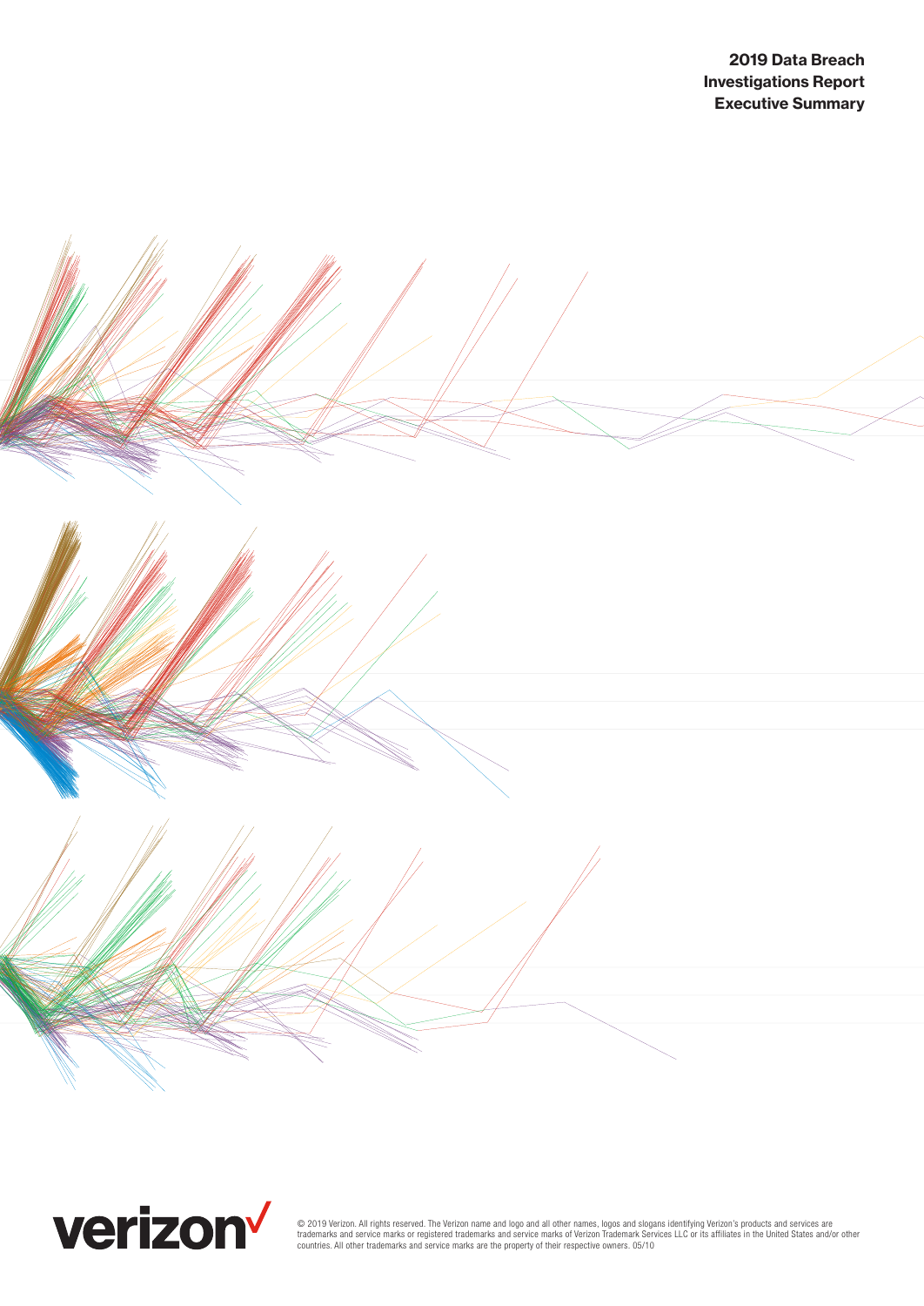**2019 Data Breach Investigations Report Executive Summary**

verizon✓

© 2019 Verizon. All rights reserved. The Verizon name and logo and all other names, logos and slogans identifying Verizon's products and services are trademarks and service marks or registered trademarks and service marks of Verizon Trademark Services LLC or its affiliates in the United States and/or other countries. All other trademarks and service marks are the property of their respective owners. 05/10